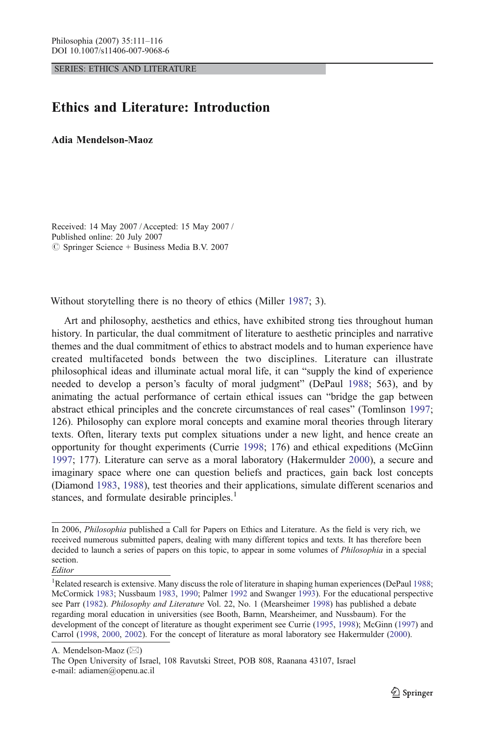SERIES: ETHICS AND LITERATURE

# Ethics and Literature: Introduction

**Adia Mendelson-Maoz**

Received: 14 May 2007 / Accepted: 15 May 2007 /
Published online: 20 July 2007
© Springer Science + Business Media B.V. 2007

Without storytelling there is no theory of ethics (Miller 1987; 3).

Art and philosophy, aesthetics and ethics, have exhibited strong ties throughout human history. In particular, the dual commitment of literature to aesthetic principles and narrative themes and the dual commitment of ethics to abstract models and to human experience have created multifaceted bonds between the two disciplines. Literature can illustrate philosophical ideas and illuminate actual moral life, it can "supply the kind of experience needed to develop a person's faculty of moral judgment" (DePaul 1988; 563), and by animating the actual performance of certain ethical issues can "bridge the gap between abstract ethical principles and the concrete circumstances of real cases" (Tomlinson 1997; 126). Philosophy can explore moral concepts and examine moral theories through literary texts. Often, literary texts put complex situations under a new light, and hence create an opportunity for thought experiments (Currie 1998; 176) and ethical expeditions (McGinn 1997; 177). Literature can serve as a moral laboratory (Hakermulder 2000), a secure and imaginary space where one can question beliefs and practices, gain back lost concepts (Diamond 1983, 1988), test theories and their applications, simulate different scenarios and stances, and formulate desirable principles.[1]

---

In 2006, *Philosophia* published a Call for Papers on Ethics and Literature. As the field is very rich, we received numerous submitted papers, dealing with many different topics and texts. It has therefore been decided to launch a series of papers on this topic, to appear in some volumes of *Philosophia* in a special section.
*Editor*

[1] Related research is extensive. Many discuss the role of literature in shaping human experiences (DePaul 1988; McCormick 1983; Nussbaum 1983, 1990; Palmer 1992 and Swanger 1993). For the educational perspective see Parr (1982). *Philosophy and Literature* Vol. 22, No. 1 (Mearsheimer 1998) has published a debate regarding moral education in universities (see Booth, Barnn, Mearsheimer, and Nussbaum). For the development of the concept of literature as thought experiment see Currie (1995, 1998); McGinn (1997) and Carrol (1998, 2000, 2002). For the concept of literature as moral laboratory see Hakermulder (2000).

A. Mendelson-Maoz (✉)
The Open University of Israel, 108 Ravutski Street, POB 808, Raanana 43107, Israel
e-mail: adiamen@openu.ac.il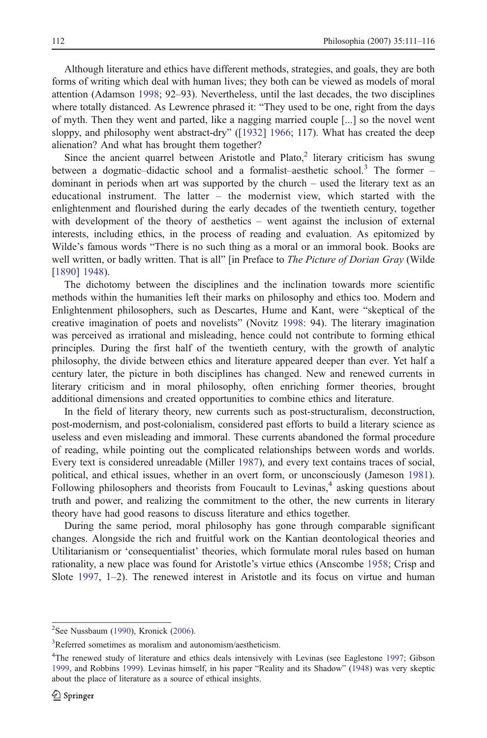Although literature and ethics have different methods, strategies, and goals, they are both forms of writing which deal with human lives; they both can be viewed as models of moral attention (Adamson 1998; 92–93). Nevertheless, until the last decades, the two disciplines where totally distanced. As Lewrence phrased it: "They used to be one, right from the days of myth. Then they went and parted, like a nagging married couple [...] so the novel went sloppy, and philosophy went abstract-dry" ([1932] 1966; 117). What has created the deep alienation? And what has brought them together?

Since the ancient quarrel between Aristotle and Plato,[2] literary criticism has swung between a dogmatic–didactic school and a formalist–aesthetic school.[3] The former – dominant in periods when art was supported by the church – used the literary text as an educational instrument. The latter – the modernist view, which started with the enlightenment and flourished during the early decades of the twentieth century, together with development of the theory of aesthetics – went against the inclusion of external interests, including ethics, in the process of reading and evaluation. As epitomized by Wilde's famous words "There is no such thing as a moral or an immoral book. Books are well written, or badly written. That is all" [in Preface to *The Picture of Dorian Gray* (Wilde [1890] 1948).

The dichotomy between the disciplines and the inclination towards more scientific methods within the humanities left their marks on philosophy and ethics too. Modern and Enlightenment philosophers, such as Descartes, Hume and Kant, were "skeptical of the creative imagination of poets and novelists" (Novitz 1998: 94). The literary imagination was perceived as irrational and misleading, hence could not contribute to forming ethical principles. During the first half of the twentieth century, with the growth of analytic philosophy, the divide between ethics and literature appeared deeper than ever. Yet half a century later, the picture in both disciplines has changed. New and renewed currents in literary criticism and in moral philosophy, often enriching former theories, brought additional dimensions and created opportunities to combine ethics and literature.

In the field of literary theory, new currents such as post-structuralism, deconstruction, post-modernism, and post-colonialism, considered past efforts to build a literary science as useless and even misleading and immoral. These currents abandoned the formal procedure of reading, while pointing out the complicated relationships between words and worlds. Every text is considered unreadable (Miller 1987), and every text contains traces of social, political, and ethical issues, whether in an overt form, or unconsciously (Jameson 1981). Following philosophers and theorists from Foucault to Levinas,[4] asking questions about truth and power, and realizing the commitment to the other, the new currents in literary theory have had good reasons to discuss literature and ethics together.

During the same period, moral philosophy has gone through comparable significant changes. Alongside the rich and fruitful work on the Kantian deontological theories and Utilitarianism or 'consequentialist' theories, which formulate moral rules based on human rationality, a new place was found for Aristotle's virtue ethics (Anscombe 1958; Crisp and Slote 1997, 1–2). The renewed interest in Aristotle and its focus on virtue and human

---

[2] See Nussbaum (1990), Kronick (2006).

[3] Referred sometimes as moralism and autonomism/aestheticism.

[4] The renewed study of literature and ethics deals intensively with Levinas (see Eaglestone 1997; Gibson 1999, and Robbins 1999). Levinas himself, in his paper "Reality and its Shadow" (1948) was very skeptic about the place of literature as a source of ethical insights.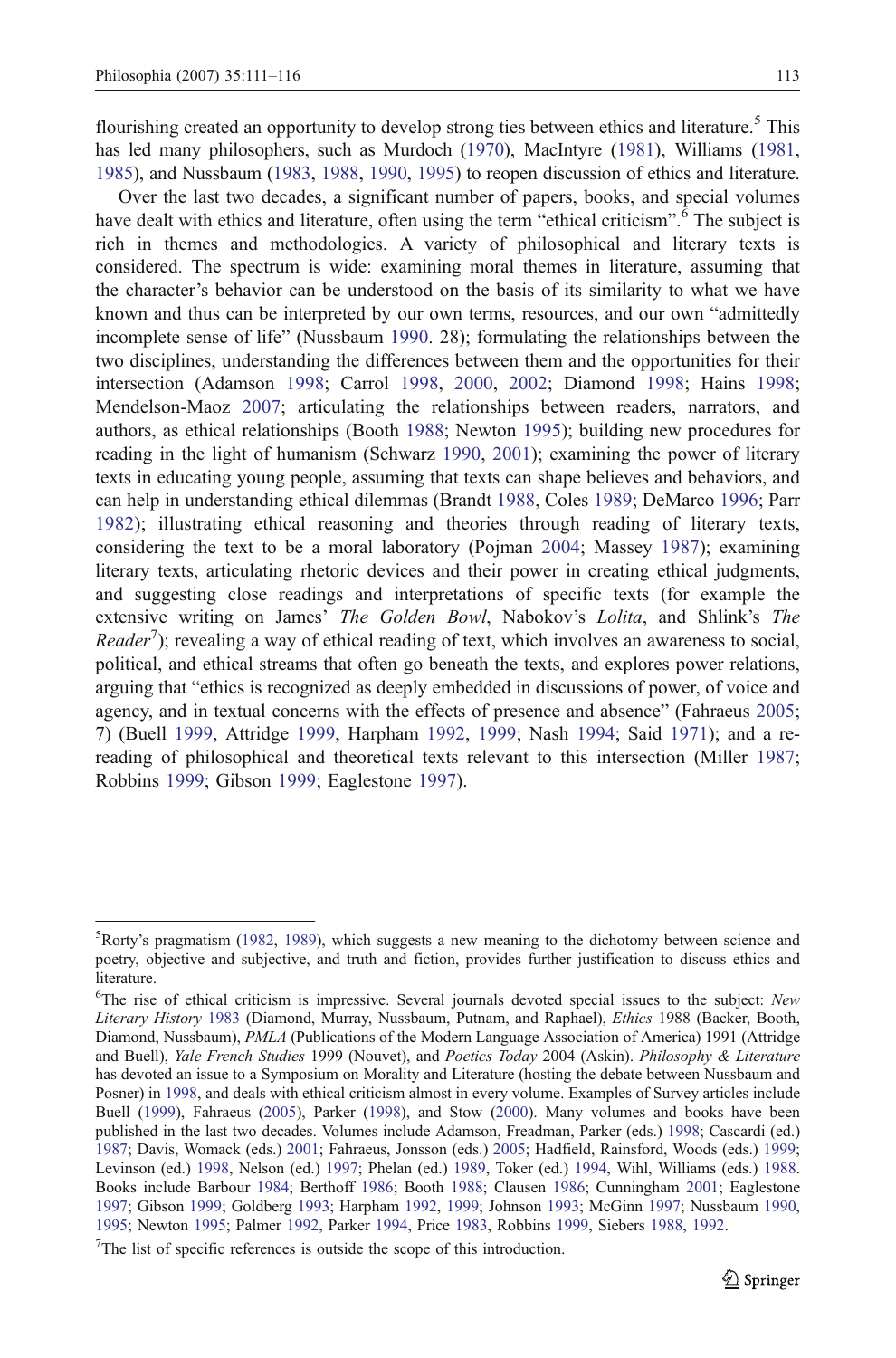flourishing created an opportunity to develop strong ties between ethics and literature.[5] This has led many philosophers, such as Murdoch (1970), MacIntyre (1981), Williams (1981, 1985), and Nussbaum (1983, 1988, 1990, 1995) to reopen discussion of ethics and literature.

Over the last two decades, a significant number of papers, books, and special volumes have dealt with ethics and literature, often using the term "ethical criticism".[6] The subject is rich in themes and methodologies. A variety of philosophical and literary texts is considered. The spectrum is wide: examining moral themes in literature, assuming that the character's behavior can be understood on the basis of its similarity to what we have known and thus can be interpreted by our own terms, resources, and our own "admittedly incomplete sense of life" (Nussbaum 1990. 28); formulating the relationships between the two disciplines, understanding the differences between them and the opportunities for their intersection (Adamson 1998; Carrol 1998, 2000, 2002; Diamond 1998; Hains 1998; Mendelson-Maoz 2007; articulating the relationships between readers, narrators, and authors, as ethical relationships (Booth 1988; Newton 1995); building new procedures for reading in the light of humanism (Schwarz 1990, 2001); examining the power of literary texts in educating young people, assuming that texts can shape believes and behaviors, and can help in understanding ethical dilemmas (Brandt 1988, Coles 1989; DeMarco 1996; Parr 1982); illustrating ethical reasoning and theories through reading of literary texts, considering the text to be a moral laboratory (Pojman 2004; Massey 1987); examining literary texts, articulating rhetoric devices and their power in creating ethical judgments, and suggesting close readings and interpretations of specific texts (for example the extensive writing on James' *The Golden Bowl*, Nabokov's *Lolita*, and Shlink's *The Reader*[7]); revealing a way of ethical reading of text, which involves an awareness to social, political, and ethical streams that often go beneath the texts, and explores power relations, arguing that "ethics is recognized as deeply embedded in discussions of power, of voice and agency, and in textual concerns with the effects of presence and absence" (Fahraeus 2005; 7) (Buell 1999, Attridge 1999, Harpham 1992, 1999; Nash 1994; Said 1971); and a re-reading of philosophical and theoretical texts relevant to this intersection (Miller 1987; Robbins 1999; Gibson 1999; Eaglestone 1997).

---

[5] Rorty's pragmatism (1982, 1989), which suggests a new meaning to the dichotomy between science and poetry, objective and subjective, and truth and fiction, provides further justification to discuss ethics and literature.

[6] The rise of ethical criticism is impressive. Several journals devoted special issues to the subject: *New Literary History* 1983 (Diamond, Murray, Nussbaum, Putnam, and Raphael), *Ethics* 1988 (Backer, Booth, Diamond, Nussbaum), *PMLA* (Publications of the Modern Language Association of America) 1991 (Attridge and Buell), *Yale French Studies* 1999 (Nouvet), and *Poetics Today* 2004 (Askin). *Philosophy & Literature* has devoted an issue to a Symposium on Morality and Literature (hosting the debate between Nussbaum and Posner) in 1998, and deals with ethical criticism almost in every volume. Examples of Survey articles include Buell (1999), Fahraeus (2005), Parker (1998), and Stow (2000). Many volumes and books have been published in the last two decades. Volumes include Adamson, Freadman, Parker (eds.) 1998; Cascardi (ed.) 1987; Davis, Womack (eds.) 2001; Fahraeus, Jonsson (eds.) 2005; Hadfield, Rainsford, Woods (eds.) 1999; Levinson (ed.) 1998, Nelson (ed.) 1997; Phelan (ed.) 1989, Toker (ed.) 1994, Wihl, Williams (eds.) 1988. Books include Barbour 1984; Berthoff 1986; Booth 1988; Clausen 1986; Cunningham 2001; Eaglestone 1997; Gibson 1999; Goldberg 1993; Harpham 1992, 1999; Johnson 1993; McGinn 1997; Nussbaum 1990, 1995; Newton 1995; Palmer 1992, Parker 1994, Price 1983, Robbins 1999, Siebers 1988, 1992.

[7] The list of specific references is outside the scope of this introduction.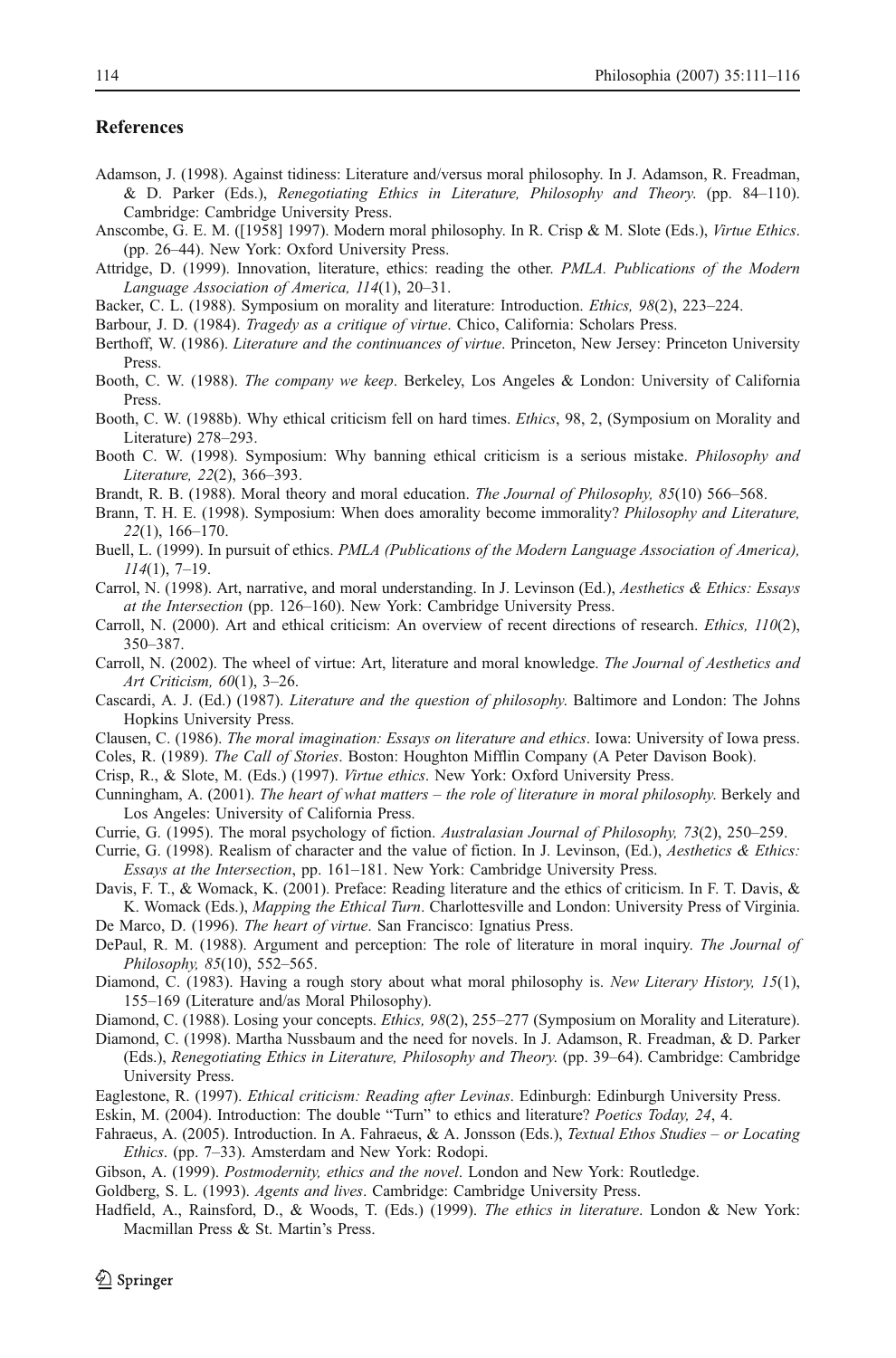## References

Adamson, J. (1998). Against tidiness: Literature and/versus moral philosophy. In J. Adamson, R. Freadman, & D. Parker (Eds.), *Renegotiating Ethics in Literature, Philosophy and Theory.* (pp. 84–110). Cambridge: Cambridge University Press.

Anscombe, G. E. M. ([1958] 1997). Modern moral philosophy. In R. Crisp & M. Slote (Eds.), *Virtue Ethics*. (pp. 26–44). New York: Oxford University Press.

Attridge, D. (1999). Innovation, literature, ethics: reading the other. *PMLA. Publications of the Modern Language Association of America, 114*(1), 20–31.

Backer, C. L. (1988). Symposium on morality and literature: Introduction. *Ethics, 98*(2), 223–224.

Barbour, J. D. (1984). *Tragedy as a critique of virtue*. Chico, California: Scholars Press.

Berthoff, W. (1986). *Literature and the continuances of virtue*. Princeton, New Jersey: Princeton University Press.

Booth, C. W. (1988). *The company we keep*. Berkeley, Los Angeles & London: University of California Press.

Booth, C. W. (1988b). Why ethical criticism fell on hard times. *Ethics*, 98, 2, (Symposium on Morality and Literature) 278–293.

Booth C. W. (1998). Symposium: Why banning ethical criticism is a serious mistake. *Philosophy and Literature, 22*(2), 366–393.

Brandt, R. B. (1988). Moral theory and moral education. *The Journal of Philosophy, 85*(10) 566–568.

Brann, T. H. E. (1998). Symposium: When does amorality become immorality? *Philosophy and Literature, 22*(1), 166–170.

Buell, L. (1999). In pursuit of ethics. *PMLA (Publications of the Modern Language Association of America), 114*(1), 7–19.

Carrol, N. (1998). Art, narrative, and moral understanding. In J. Levinson (Ed.), *Aesthetics & Ethics: Essays at the Intersection* (pp. 126–160). New York: Cambridge University Press.

Carroll, N. (2000). Art and ethical criticism: An overview of recent directions of research. *Ethics, 110*(2), 350–387.

Carroll, N. (2002). The wheel of virtue: Art, literature and moral knowledge. *The Journal of Aesthetics and Art Criticism, 60*(1), 3–26.

Cascardi, A. J. (Ed.) (1987). *Literature and the question of philosophy*. Baltimore and London: The Johns Hopkins University Press.

Clausen, C. (1986). *The moral imagination: Essays on literature and ethics*. Iowa: University of Iowa press.

Coles, R. (1989). *The Call of Stories*. Boston: Houghton Mifflin Company (A Peter Davison Book).

Crisp, R., & Slote, M. (Eds.) (1997). *Virtue ethics*. New York: Oxford University Press.

Cunningham, A. (2001). *The heart of what matters – the role of literature in moral philosophy*. Berkely and Los Angeles: University of California Press.

Currie, G. (1995). The moral psychology of fiction. *Australasian Journal of Philosophy, 73*(2), 250–259.

Currie, G. (1998). Realism of character and the value of fiction. In J. Levinson, (Ed.), *Aesthetics & Ethics: Essays at the Intersection*, pp. 161–181. New York: Cambridge University Press.

Davis, F. T., & Womack, K. (2001). Preface: Reading literature and the ethics of criticism. In F. T. Davis, & K. Womack (Eds.), *Mapping the Ethical Turn*. Charlottesville and London: University Press of Virginia.

De Marco, D. (1996). *The heart of virtue*. San Francisco: Ignatius Press.

DePaul, R. M. (1988). Argument and perception: The role of literature in moral inquiry. *The Journal of Philosophy, 85*(10), 552–565.

Diamond, C. (1983). Having a rough story about what moral philosophy is. *New Literary History, 15*(1), 155–169 (Literature and/as Moral Philosophy).

Diamond, C. (1988). Losing your concepts. *Ethics, 98*(2), 255–277 (Symposium on Morality and Literature).

Diamond, C. (1998). Martha Nussbaum and the need for novels. In J. Adamson, R. Freadman, & D. Parker (Eds.), *Renegotiating Ethics in Literature, Philosophy and Theory.* (pp. 39–64). Cambridge: Cambridge University Press.

Eaglestone, R. (1997). *Ethical criticism: Reading after Levinas*. Edinburgh: Edinburgh University Press.

Eskin, M. (2004). Introduction: The double "Turn" to ethics and literature? *Poetics Today, 24*, 4.

Fahraeus, A. (2005). Introduction. In A. Fahraeus, & A. Jonsson (Eds.), *Textual Ethos Studies – or Locating Ethics*. (pp. 7–33). Amsterdam and New York: Rodopi.

Gibson, A. (1999). *Postmodernity, ethics and the novel*. London and New York: Routledge.

Goldberg, S. L. (1993). *Agents and lives*. Cambridge: Cambridge University Press.

Hadfield, A., Rainsford, D., & Woods, T. (Eds.) (1999). *The ethics in literature*. London & New York: Macmillan Press & St. Martin's Press.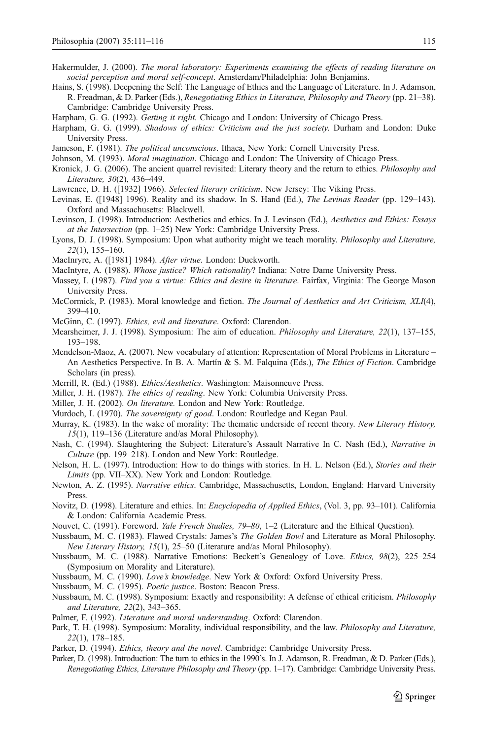Hakermulder, J. (2000). *The moral laboratory: Experiments examining the effects of reading literature on social perception and moral self-concept*. Amsterdam/Philadelphia: John Benjamins.

Hains, S. (1998). Deepening the Self: The Language of Ethics and the Language of Literature. In J. Adamson, R. Freadman, & D. Parker (Eds.), *Renegotiating Ethics in Literature, Philosophy and Theory* (pp. 21–38). Cambridge: Cambridge University Press.

Harpham, G. G. (1992). *Getting it right.* Chicago and London: University of Chicago Press.

Harpham, G. G. (1999). *Shadows of ethics: Criticism and the just society.* Durham and London: Duke University Press.

Jameson, F. (1981). *The political unconscious*. Ithaca, New York: Cornell University Press.

Johnson, M. (1993). *Moral imagination*. Chicago and London: The University of Chicago Press.

Kronick, J. G. (2006). The ancient quarrel revisited: Literary theory and the return to ethics. *Philosophy and Literature, 30*(2), 436–449.

Lawrence, D. H. ([1932] 1966). *Selected literary criticism*. New Jersey: The Viking Press.

Levinas, E. ([1948] 1996). Reality and its shadow. In S. Hand (Ed.), *The Levinas Reader* (pp. 129–143). Oxford and Massachusetts: Blackwell.

Levinson, J. (1998). Introduction: Aesthetics and ethics. In J. Levinson (Ed.), *Aesthetics and Ethics: Essays at the Intersection* (pp. 1–25) New York: Cambridge University Press.

Lyons, D. J. (1998). Symposium: Upon what authority might we teach morality. *Philosophy and Literature, 22*(1), 155–160.

MacInryre, A. ([1981] 1984). *After virtue*. London: Duckworth.

MacIntyre, A. (1988). *Whose justice? Which rationality*? Indiana: Notre Dame University Press.

Massey, I. (1987). *Find you a virtue: Ethics and desire in literature*. Fairfax, Virginia: The George Mason University Press.

McCormick, P. (1983). Moral knowledge and fiction. *The Journal of Aesthetics and Art Criticism, XLI*(4), 399–410.

McGinn, C. (1997). *Ethics, evil and literature*. Oxford: Clarendon.

Mearsheimer, J. J. (1998). Symposium: The aim of education. *Philosophy and Literature, 22*(1), 137–155, 193–198.

Mendelson-Maoz, A. (2007). New vocabulary of attention: Representation of Moral Problems in Literature – An Aesthetics Perspective. In B. A. Martín & S. M. Falquina (Eds.), *The Ethics of Fiction*. Cambridge Scholars (in press).

Merrill, R. (Ed.) (1988). *Ethics/Aesthetics*. Washington: Maisonneuve Press.

Miller, J. H. (1987). *The ethics of reading*. New York: Columbia University Press.

Miller, J. H. (2002). *On literature.* London and New York: Routledge.

Murdoch, I. (1970). *The sovereignty of good*. London: Routledge and Kegan Paul.

Murray, K. (1983). In the wake of morality: The thematic underside of recent theory. *New Literary History, 15*(1), 119–136 (Literature and/as Moral Philosophy).

Nash, C. (1994). Slaughtering the Subject: Literature's Assault Narrative In C. Nash (Ed.), *Narrative in Culture* (pp. 199–218). London and New York: Routledge.

Nelson, H. L. (1997). Introduction: How to do things with stories. In H. L. Nelson (Ed.), *Stories and their Limits* (pp. VII–XX). New York and London: Routledge.

Newton, A. Z. (1995). *Narrative ethics*. Cambridge, Massachusetts, London, England: Harvard University Press.

Novitz, D. (1998). Literature and ethics. In: *Encyclopedia of Applied Ethics*, (Vol. 3, pp. 93–101). California & London: California Academic Press.

Nouvet, C. (1991). Foreword. *Yale French Studies, 79–80*, 1–2 (Literature and the Ethical Question).

Nussbaum, M. C. (1983). Flawed Crystals: James's *The Golden Bowl* and Literature as Moral Philosophy. *New Literary History, 15*(1), 25–50 (Literature and/as Moral Philosophy).

Nussbaum, M. C. (1988). Narrative Emotions: Beckett's Genealogy of Love. *Ethics, 98*(2), 225–254 (Symposium on Morality and Literature).

Nussbaum, M. C. (1990). *Love's knowledge*. New York & Oxford: Oxford University Press.

Nussbaum, M. C. (1995). *Poetic justice*. Boston: Beacon Press.

Nussbaum, M. C. (1998). Symposium: Exactly and responsibility: A defense of ethical criticism. *Philosophy and Literature, 22*(2), 343–365.

Palmer, F. (1992). *Literature and moral understanding*. Oxford: Clarendon.

Park, T. H. (1998). Symposium: Morality, individual responsibility, and the law. *Philosophy and Literature, 22*(1), 178–185.

Parker, D. (1994). *Ethics, theory and the novel*. Cambridge: Cambridge University Press.

Parker, D. (1998). Introduction: The turn to ethics in the 1990's. In J. Adamson, R. Freadman, & D. Parker (Eds.), *Renegotiating Ethics, Literature Philosophy and Theory* (pp. 1–17). Cambridge: Cambridge University Press.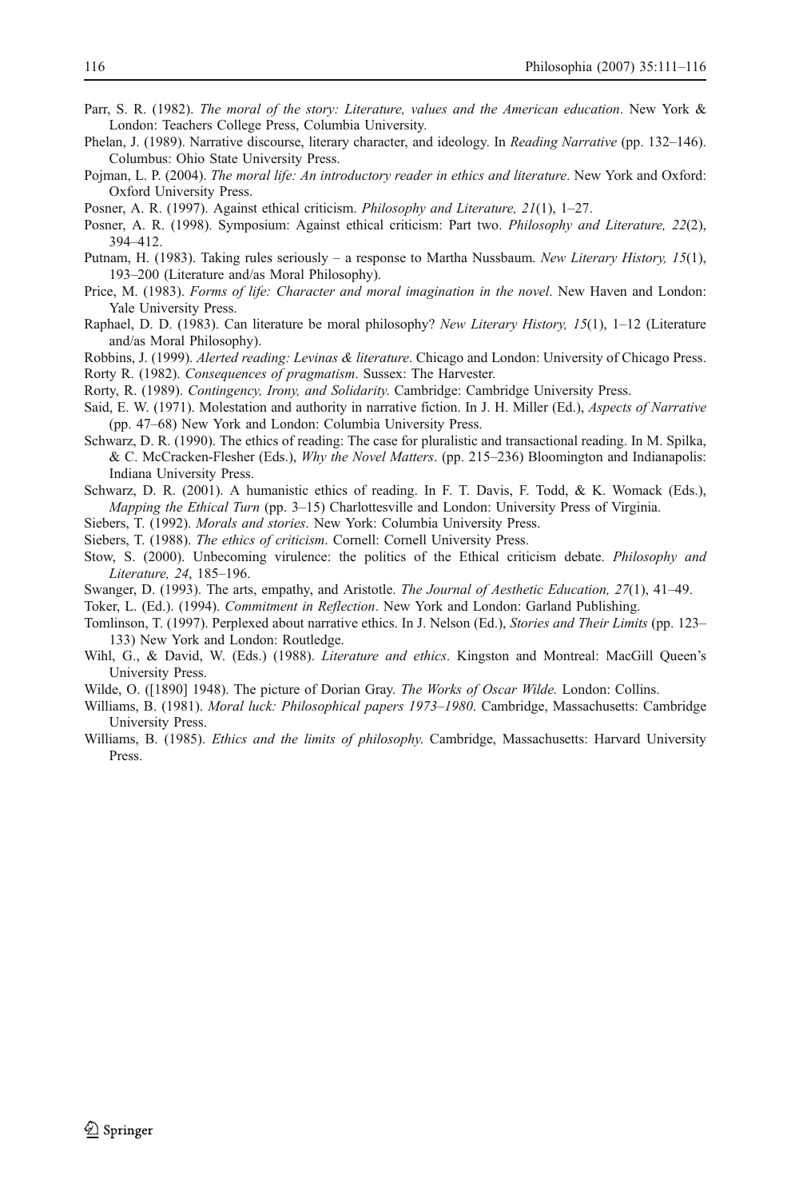Parr, S. R. (1982). *The moral of the story: Literature, values and the American education*. New York & London: Teachers College Press, Columbia University.

Phelan, J. (1989). Narrative discourse, literary character, and ideology. In *Reading Narrative* (pp. 132–146). Columbus: Ohio State University Press.

Pojman, L. P. (2004). *The moral life: An introductory reader in ethics and literature*. New York and Oxford: Oxford University Press.

Posner, A. R. (1997). Against ethical criticism. *Philosophy and Literature, 21*(1), 1–27.

Posner, A. R. (1998). Symposium: Against ethical criticism: Part two. *Philosophy and Literature, 22*(2), 394–412.

Putnam, H. (1983). Taking rules seriously – a response to Martha Nussbaum. *New Literary History, 15*(1), 193–200 (Literature and/as Moral Philosophy).

Price, M. (1983). *Forms of life: Character and moral imagination in the novel*. New Haven and London: Yale University Press.

Raphael, D. D. (1983). Can literature be moral philosophy? *New Literary History, 15*(1), 1–12 (Literature and/as Moral Philosophy).

Robbins, J. (1999). *Alerted reading: Levinas & literature*. Chicago and London: University of Chicago Press.

Rorty R. (1982). *Consequences of pragmatism*. Sussex: The Harvester.

Rorty, R. (1989). *Contingency, Irony, and Solidarity*. Cambridge: Cambridge University Press.

Said, E. W. (1971). Molestation and authority in narrative fiction. In J. H. Miller (Ed.), *Aspects of Narrative* (pp. 47–68) New York and London: Columbia University Press.

Schwarz, D. R. (1990). The ethics of reading: The case for pluralistic and transactional reading. In M. Spilka, & C. McCracken-Flesher (Eds.), *Why the Novel Matters*. (pp. 215–236) Bloomington and Indianapolis: Indiana University Press.

Schwarz, D. R. (2001). A humanistic ethics of reading. In F. T. Davis, F. Todd, & K. Womack (Eds.), *Mapping the Ethical Turn* (pp. 3–15) Charlottesville and London: University Press of Virginia.

Siebers, T. (1992). *Morals and stories*. New York: Columbia University Press.

Siebers, T. (1988). *The ethics of criticism*. Cornell: Cornell University Press.

Stow, S. (2000). Unbecoming virulence: the politics of the Ethical criticism debate. *Philosophy and Literature, 24*, 185–196.

Swanger, D. (1993). The arts, empathy, and Aristotle. *The Journal of Aesthetic Education, 27*(1), 41–49.

Toker, L. (Ed.). (1994). *Commitment in Reflection*. New York and London: Garland Publishing.

Tomlinson, T. (1997). Perplexed about narrative ethics. In J. Nelson (Ed.), *Stories and Their Limits* (pp. 123–133) New York and London: Routledge.

Wihl, G., & David, W. (Eds.) (1988). *Literature and ethics*. Kingston and Montreal: MacGill Queen's University Press.

Wilde, O. ([1890] 1948). The picture of Dorian Gray. *The Works of Oscar Wilde.* London: Collins.

Williams, B. (1981). *Moral luck: Philosophical papers 1973–1980*. Cambridge, Massachusetts: Cambridge University Press.

Williams, B. (1985). *Ethics and the limits of philosophy*. Cambridge, Massachusetts: Harvard University Press.